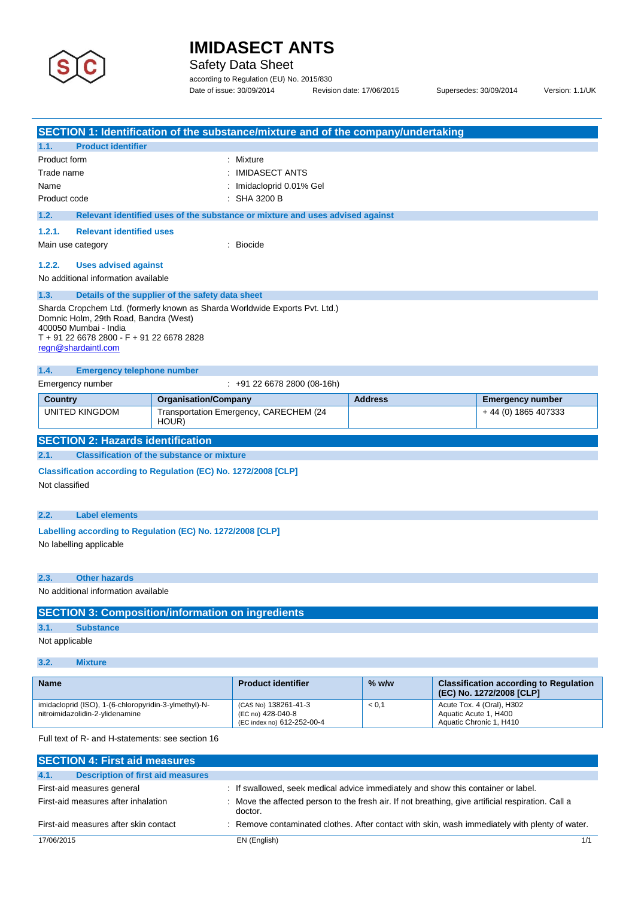# IMIDASECT ANTS

Safety Data Sheet

according to Regulation (EU) No. 2015/830

Date of issue: 30/09/2014 Revision date: 17/06/2015 Supersedes: 30/09/2014 Version: 1.1/UK

## SECTION 1: Identification of the substance/mixture and of the company/undertaking

### 1.1. Product identifier

| | |
|---|---|
| Product form | : Mixture |
| Trade name | : IMIDASECT ANTS |
| Name | : Imidacloprid 0.01% Gel |
| Product code | : SHA 3200 B |

### 1.2. Relevant identified uses of the substance or mixture and uses advised against

#### 1.2.1. Relevant identified uses

Main use category : Biocide

#### 1.2.2. Uses advised against

No additional information available

### 1.3. Details of the supplier of the safety data sheet

Sharda Cropchem Ltd. (formerly known as Sharda Worldwide Exports Pvt. Ltd.)
Domnic Holm, 29th Road, Bandra (West)
400050 Mumbai - India
T + 91 22 6678 2800 - F + 91 22 6678 2828
regn@shardaintl.com

### 1.4. Emergency telephone number

Emergency number : +91 22 6678 2800 (08-16h)

| Country | Organisation/Company | Address | Emergency number |
|---|---|---|---|
| UNITED KINGDOM | Transportation Emergency, CARECHEM (24 HOUR) | | + 44 (0) 1865 407333 |

## SECTION 2: Hazards identification

### 2.1. Classification of the substance or mixture

**Classification according to Regulation (EC) No. 1272/2008 [CLP]**

Not classified

### 2.2. Label elements

**Labelling according to Regulation (EC) No. 1272/2008 [CLP]**

No labelling applicable

### 2.3. Other hazards

No additional information available

## SECTION 3: Composition/information on ingredients

### 3.1. Substance

Not applicable

### 3.2. Mixture

| Name | Product identifier | % w/w | Classification according to Regulation (EC) No. 1272/2008 [CLP] |
|---|---|---|---|
| imidacloprid (ISO), 1-(6-chloropyridin-3-ylmethyl)-N-nitroimidazolidin-2-ylidenamine | (CAS No) 138261-41-3<br>(EC no) 428-040-8<br>(EC index no) 612-252-00-4 | < 0,1 | Acute Tox. 4 (Oral), H302<br>Aquatic Acute 1, H400<br>Aquatic Chronic 1, H410 |

Full text of R- and H-statements: see section 16

## SECTION 4: First aid measures

### 4.1. Description of first aid measures

| | |
|---|---|
| First-aid measures general | : If swallowed, seek medical advice immediately and show this container or label. |
| First-aid measures after inhalation | : Move the affected person to the fresh air. If not breathing, give artificial respiration. Call a doctor. |
| First-aid measures after skin contact | : Remove contaminated clothes. After contact with skin, wash immediately with plenty of water. |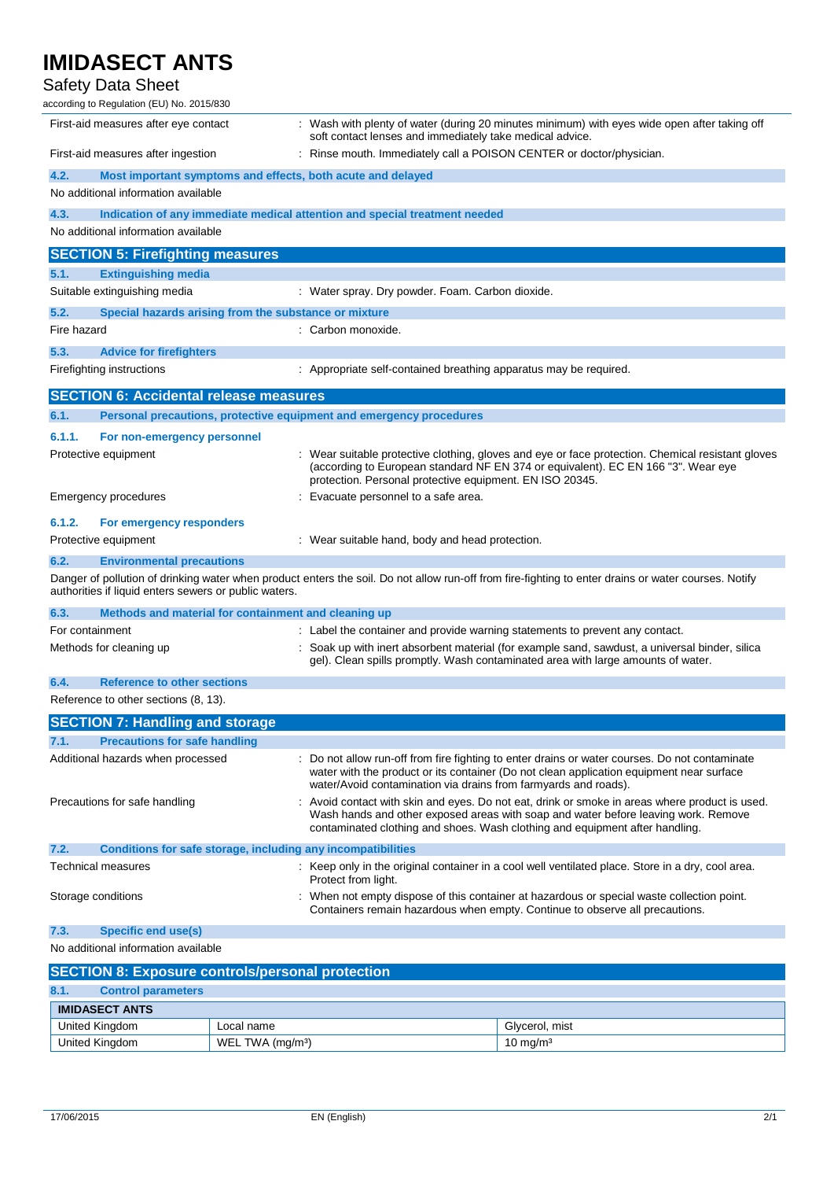| | |
|---|---|
| First-aid measures after eye contact | : Wash with plenty of water (during 20 minutes minimum) with eyes wide open after taking off soft contact lenses and immediately take medical advice. |
| First-aid measures after ingestion | : Rinse mouth. Immediately call a POISON CENTER or doctor/physician. |

### 4.2. Most important symptoms and effects, both acute and delayed

No additional information available

### 4.3. Indication of any immediate medical attention and special treatment needed

No additional information available

## SECTION 5: Firefighting measures

### 5.1. Extinguishing media

| | |
|---|---|
| Suitable extinguishing media | : Water spray. Dry powder. Foam. Carbon dioxide. |

### 5.2. Special hazards arising from the substance or mixture

| | |
|---|---|
| Fire hazard | : Carbon monoxide. |

### 5.3. Advice for firefighters

| | |
|---|---|
| Firefighting instructions | : Appropriate self-contained breathing apparatus may be required. |

## SECTION 6: Accidental release measures

### 6.1. Personal precautions, protective equipment and emergency procedures

#### 6.1.1. For non-emergency personnel

| | |
|---|---|
| Protective equipment | : Wear suitable protective clothing, gloves and eye or face protection. Chemical resistant gloves (according to European standard NF EN 374 or equivalent). EC EN 166 "3". Wear eye protection. Personal protective equipment. EN ISO 20345. |
| Emergency procedures | : Evacuate personnel to a safe area. |

#### 6.1.2. For emergency responders

| | |
|---|---|
| Protective equipment | : Wear suitable hand, body and head protection. |

### 6.2. Environmental precautions

Danger of pollution of drinking water when product enters the soil. Do not allow run-off from fire-fighting to enter drains or water courses. Notify authorities if liquid enters sewers or public waters.

### 6.3. Methods and material for containment and cleaning up

| | |
|---|---|
| For containment | : Label the container and provide warning statements to prevent any contact. |
| Methods for cleaning up | : Soak up with inert absorbent material (for example sand, sawdust, a universal binder, silica gel). Clean spills promptly. Wash contaminated area with large amounts of water. |

### 6.4. Reference to other sections

Reference to other sections (8, 13).

## SECTION 7: Handling and storage

### 7.1. Precautions for safe handling

| | |
|---|---|
| Additional hazards when processed | : Do not allow run-off from fire fighting to enter drains or water courses. Do not contaminate water with the product or its container (Do not clean application equipment near surface water/Avoid contamination via drains from farmyards and roads). |
| Precautions for safe handling | : Avoid contact with skin and eyes. Do not eat, drink or smoke in areas where product is used. Wash hands and other exposed areas with soap and water before leaving work. Remove contaminated clothing and shoes. Wash clothing and equipment after handling. |

### 7.2. Conditions for safe storage, including any incompatibilities

| | |
|---|---|
| Technical measures | : Keep only in the original container in a cool well ventilated place. Store in a dry, cool area. Protect from light. |
| Storage conditions | : When not empty dispose of this container at hazardous or special waste collection point. Containers remain hazardous when empty. Continue to observe all precautions. |

### 7.3. Specific end use(s)

No additional information available

## SECTION 8: Exposure controls/personal protection

### 8.1. Control parameters

| IMIDASECT ANTS | | |
|---|---|---|
| United Kingdom | Local name | Glycerol, mist |
| United Kingdom | WEL TWA ($mg/m^3$) | 10 $mg/m^3$ |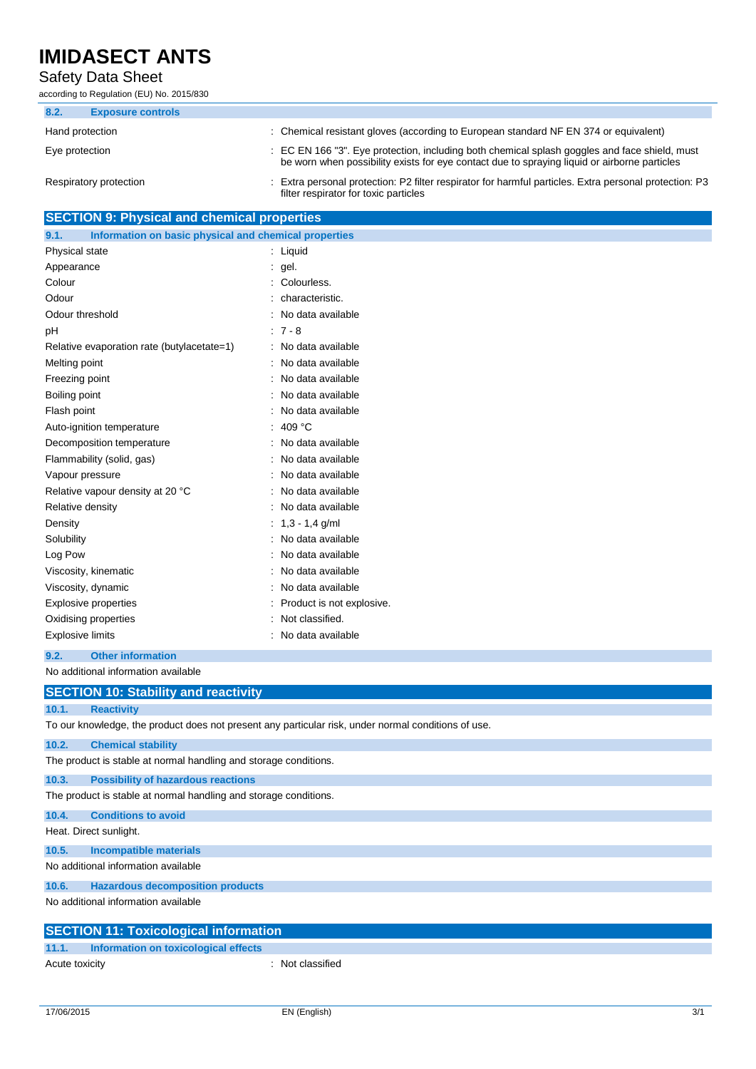| 8.2. | Exposure controls |
|---|---|
| Hand protection | : Chemical resistant gloves (according to European standard NF EN 374 or equivalent) |
| Eye protection | : EC EN 166 "3". Eye protection, including both chemical splash goggles and face shield, must be worn when possibility exists for eye contact due to spraying liquid or airborne particles |
| Respiratory protection | : Extra personal protection: P2 filter respirator for harmful particles. Extra personal protection: P3 filter respirator for toxic particles |

## SECTION 9: Physical and chemical properties

### 9.1. Information on basic physical and chemical properties

| Property | Value |
|---|---|
| Physical state | : Liquid |
| Appearance | : gel. |
| Colour | : Colourless. |
| Odour | : characteristic. |
| Odour threshold | : No data available |
| pH | : 7 - 8 |
| Relative evaporation rate (butylacetate=1) | : No data available |
| Melting point | : No data available |
| Freezing point | : No data available |
| Boiling point | : No data available |
| Flash point | : No data available |
| Auto-ignition temperature | : 409 °C |
| Decomposition temperature | : No data available |
| Flammability (solid, gas) | : No data available |
| Vapour pressure | : No data available |
| Relative vapour density at 20 °C | : No data available |
| Relative density | : No data available |
| Density | : 1,3 - 1,4 g/ml |
| Solubility | : No data available |
| Log Pow | : No data available |
| Viscosity, kinematic | : No data available |
| Viscosity, dynamic | : No data available |
| Explosive properties | : Product is not explosive. |
| Oxidising properties | : Not classified. |
| Explosive limits | : No data available |

### 9.2. Other information

No additional information available

## SECTION 10: Stability and reactivity

### 10.1. Reactivity

To our knowledge, the product does not present any particular risk, under normal conditions of use.

### 10.2. Chemical stability

The product is stable at normal handling and storage conditions.

### 10.3. Possibility of hazardous reactions

The product is stable at normal handling and storage conditions.

### 10.4. Conditions to avoid

Heat. Direct sunlight.

### 10.5. Incompatible materials

No additional information available

### 10.6. Hazardous decomposition products

No additional information available

## SECTION 11: Toxicological information

### 11.1. Information on toxicological effects

| Property | Value |
|---|---|
| Acute toxicity | : Not classified |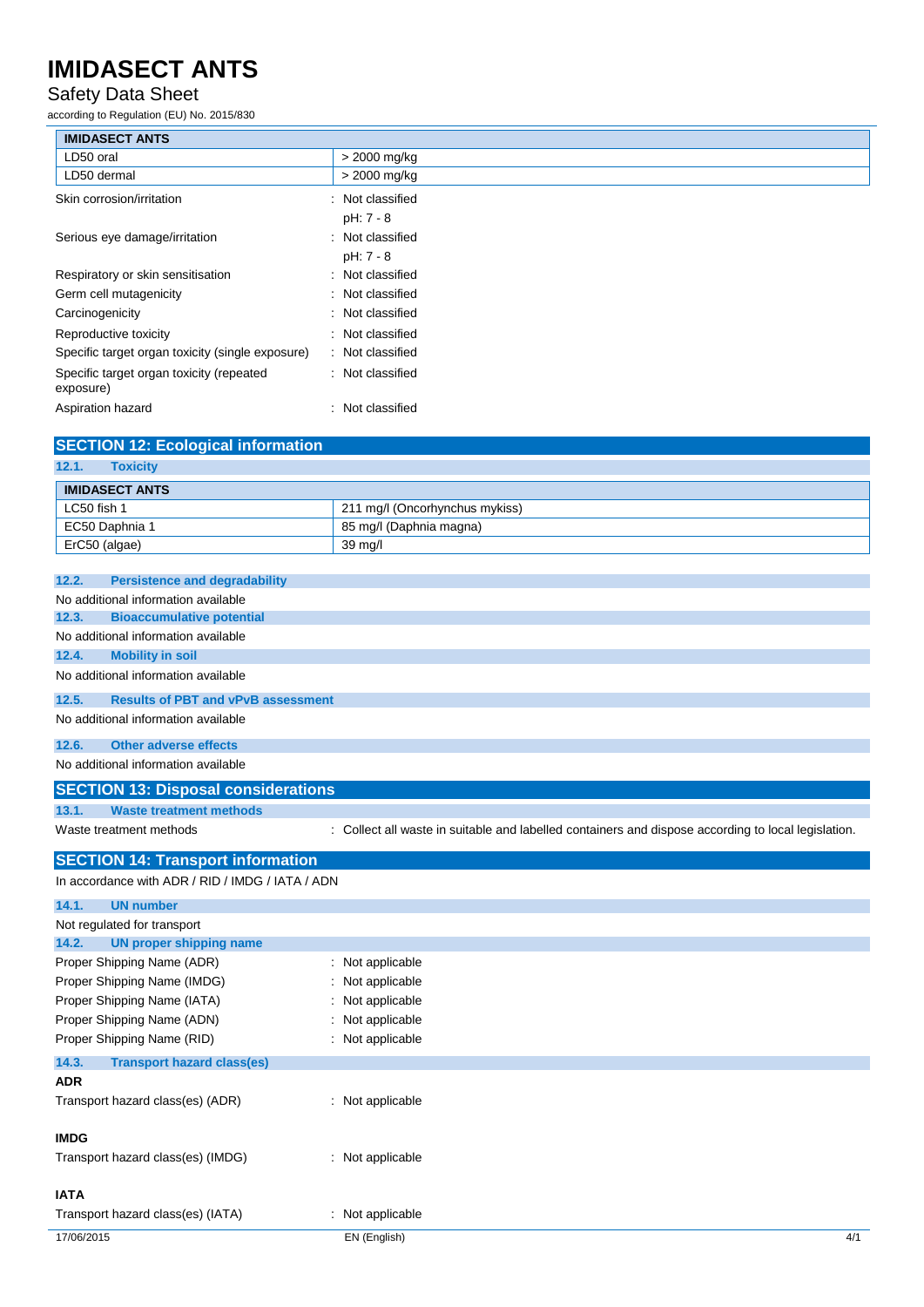| IMIDASECT ANTS | |
|---|---|
| LD50 oral | > 2000 mg/kg |
| LD50 dermal | > 2000 mg/kg |

Skin corrosion/irritation : Not classified

pH: 7 - 8

Serious eye damage/irritation : Not classified

pH: 7 - 8

Respiratory or skin sensitisation : Not classified

Germ cell mutagenicity : Not classified

Carcinogenicity : Not classified

Reproductive toxicity : Not classified

Specific target organ toxicity (single exposure) : Not classified

Specific target organ toxicity (repeated exposure) : Not classified

Aspiration hazard : Not classified

## SECTION 12: Ecological information

### 12.1. Toxicity

| IMIDASECT ANTS | |
|---|---|
| LC50 fish 1 | 211 mg/l (Oncorhynchus mykiss) |
| EC50 Daphnia 1 | 85 mg/l (Daphnia magna) |
| ErC50 (algae) | 39 mg/l |

### 12.2. Persistence and degradability

No additional information available

### 12.3. Bioaccumulative potential

No additional information available

### 12.4. Mobility in soil

No additional information available

### 12.5. Results of PBT and vPvB assessment

No additional information available

### 12.6. Other adverse effects

No additional information available

## SECTION 13: Disposal considerations

### 13.1. Waste treatment methods

Waste treatment methods : Collect all waste in suitable and labelled containers and dispose according to local legislation.

## SECTION 14: Transport information

In accordance with ADR / RID / IMDG / IATA / ADN

### 14.1. UN number

Not regulated for transport

### 14.2. UN proper shipping name

Proper Shipping Name (ADR) : Not applicable

Proper Shipping Name (IMDG) : Not applicable

Proper Shipping Name (IATA) : Not applicable

Proper Shipping Name (ADN) : Not applicable

Proper Shipping Name (RID) : Not applicable

### 14.3. Transport hazard class(es)

**ADR**

Transport hazard class(es) (ADR) : Not applicable

**IMDG**

Transport hazard class(es) (IMDG) : Not applicable

**IATA**

Transport hazard class(es) (IATA) : Not applicable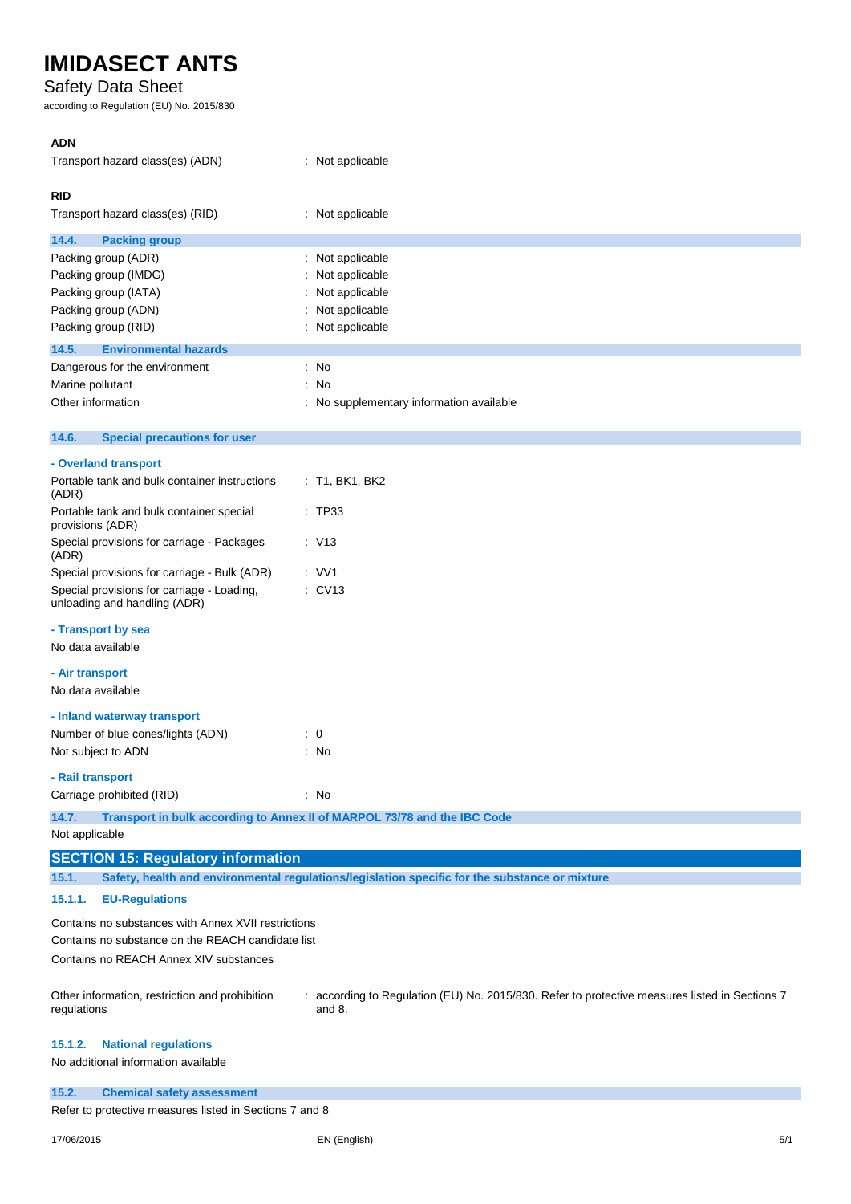**ADN**

| | |
|---|---|
| Transport hazard class(es) (ADN) | : Not applicable |

**RID**

| | |
|---|---|
| Transport hazard class(es) (RID) | : Not applicable |

### 14.4. Packing group

| | |
|---|---|
| Packing group (ADR) | : Not applicable |
| Packing group (IMDG) | : Not applicable |
| Packing group (IATA) | : Not applicable |
| Packing group (ADN) | : Not applicable |
| Packing group (RID) | : Not applicable |

### 14.5. Environmental hazards

| | |
|---|---|
| Dangerous for the environment | : No |
| Marine pollutant | : No |
| Other information | : No supplementary information available |

### 14.6. Special precautions for user

**- Overland transport**

| | |
|---|---|
| Portable tank and bulk container instructions (ADR) | : T1, BK1, BK2 |
| Portable tank and bulk container special provisions (ADR) | : TP33 |
| Special provisions for carriage - Packages (ADR) | : V13 |
| Special provisions for carriage - Bulk (ADR) | : VV1 |
| Special provisions for carriage - Loading, unloading and handling (ADR) | : CV13 |

**- Transport by sea**

No data available

**- Air transport**

No data available

**- Inland waterway transport**

| | |
|---|---|
| Number of blue cones/lights (ADN) | : 0 |
| Not subject to ADN | : No |

**- Rail transport**

| | |
|---|---|
| Carriage prohibited (RID) | : No |

### 14.7. Transport in bulk according to Annex II of MARPOL 73/78 and the IBC Code

Not applicable

## SECTION 15: Regulatory information

### 15.1. Safety, health and environmental regulations/legislation specific for the substance or mixture

#### 15.1.1. EU-Regulations

Contains no substances with Annex XVII restrictions
Contains no substance on the REACH candidate list
Contains no REACH Annex XIV substances

| | |
|---|---|
| Other information, restriction and prohibition regulations | : according to Regulation (EU) No. 2015/830. Refer to protective measures listed in Sections 7 and 8. |

#### 15.1.2. National regulations

No additional information available

### 15.2. Chemical safety assessment

Refer to protective measures listed in Sections 7 and 8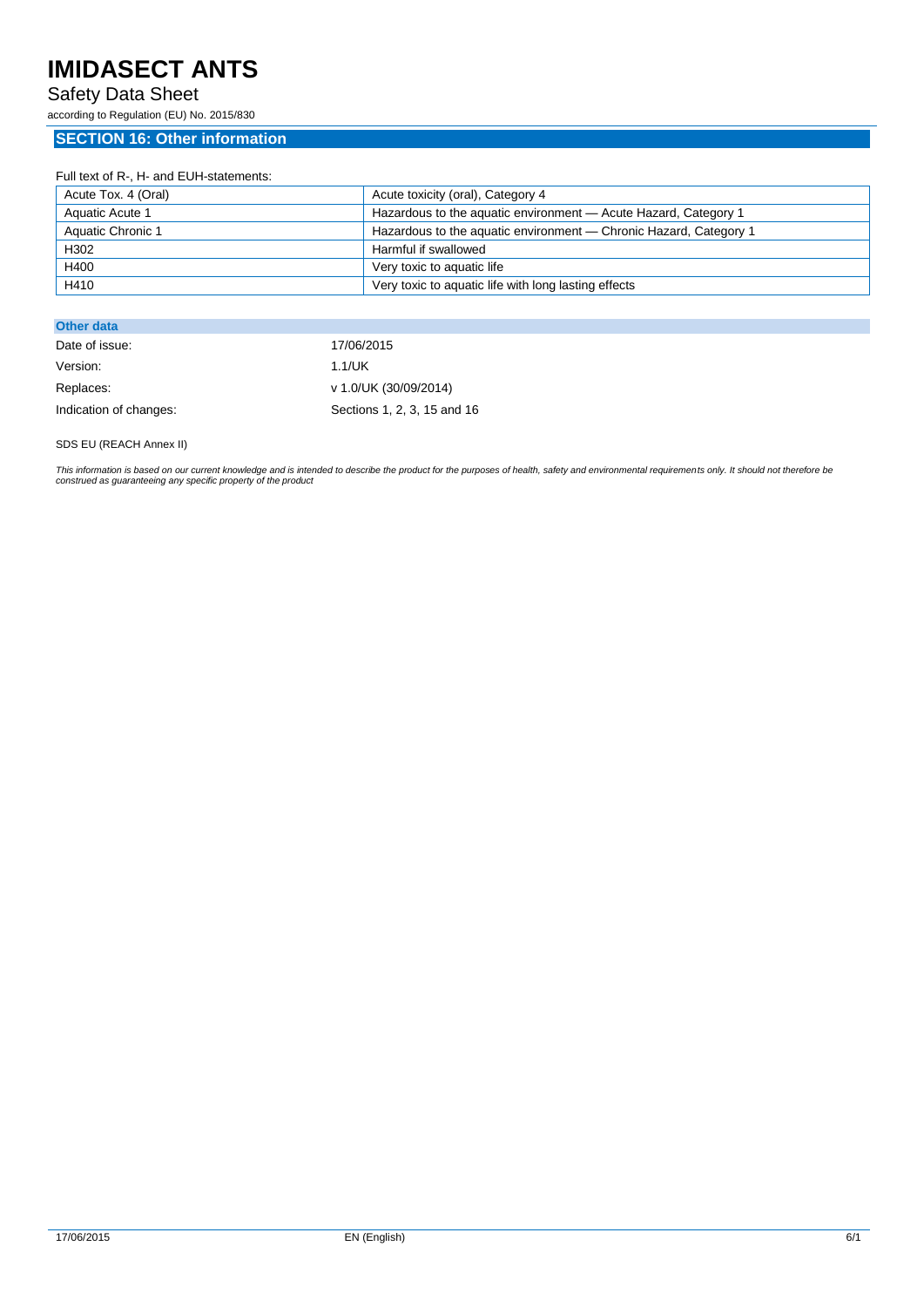## SECTION 16: Other information

Full text of R-, H- and EUH-statements:

| | |
|---|---|
| Acute Tox. 4 (Oral) | Acute toxicity (oral), Category 4 |
| Aquatic Acute 1 | Hazardous to the aquatic environment — Acute Hazard, Category 1 |
| Aquatic Chronic 1 | Hazardous to the aquatic environment — Chronic Hazard, Category 1 |
| H302 | Harmful if swallowed |
| H400 | Very toxic to aquatic life |
| H410 | Very toxic to aquatic life with long lasting effects |

### Other data

| | |
|---|---|
| Date of issue: | 17/06/2015 |
| Version: | 1.1/UK |
| Replaces: | v 1.0/UK (30/09/2014) |
| Indication of changes: | Sections 1, 2, 3, 15 and 16 |

SDS EU (REACH Annex II)

*This information is based on our current knowledge and is intended to describe the product for the purposes of health, safety and environmental requirements only. It should not therefore be construed as guaranteeing any specific property of the product*